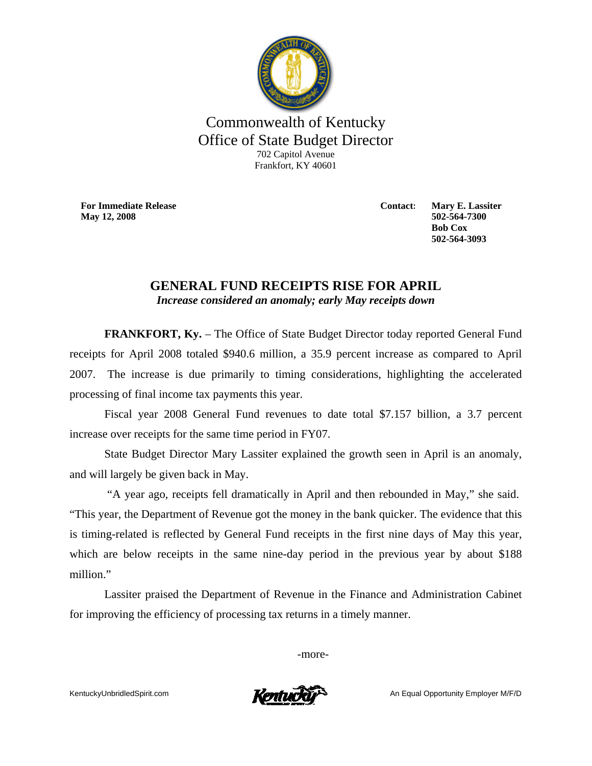Commonwealth of Kentucky
Office of State Budget Director
702 Capitol Avenue
Frankfort, KY 40601

**For Immediate Release**
**May 12, 2008**

**Contact:** **Mary E. Lassiter**
**502-564-7300**
**Bob Cox**
**502-564-3093**

## GENERAL FUND RECEIPTS RISE FOR APRIL

***Increase considered an anomaly; early May receipts down***

**FRANKFORT, Ky.** – The Office of State Budget Director today reported General Fund receipts for April 2008 totaled $940.6 million, a 35.9 percent increase as compared to April 2007. The increase is due primarily to timing considerations, highlighting the accelerated processing of final income tax payments this year.

Fiscal year 2008 General Fund revenues to date total $7.157 billion, a 3.7 percent increase over receipts for the same time period in FY07.

State Budget Director Mary Lassiter explained the growth seen in April is an anomaly, and will largely be given back in May.

"A year ago, receipts fell dramatically in April and then rebounded in May," she said. "This year, the Department of Revenue got the money in the bank quicker. The evidence that this is timing-related is reflected by General Fund receipts in the first nine days of May this year, which are below receipts in the same nine-day period in the previous year by about $188 million."

Lassiter praised the Department of Revenue in the Finance and Administration Cabinet for improving the efficiency of processing tax returns in a timely manner.

-more-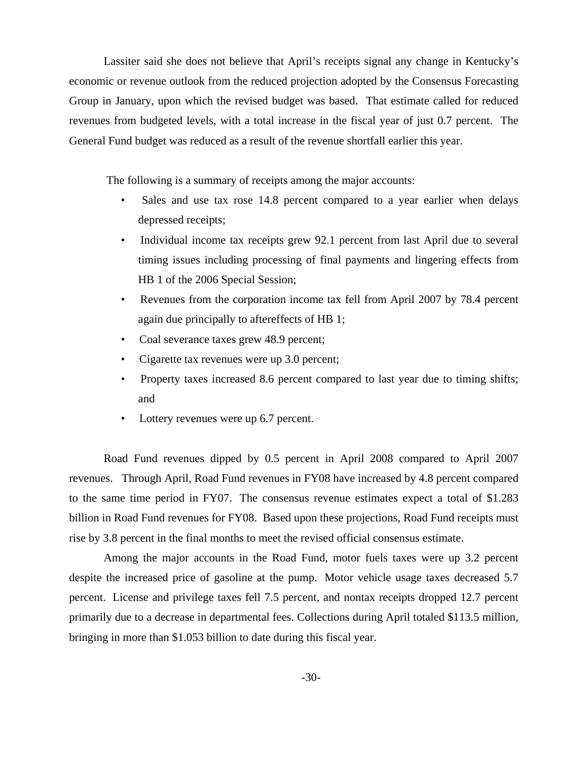Lassiter said she does not believe that April's receipts signal any change in Kentucky's economic or revenue outlook from the reduced projection adopted by the Consensus Forecasting Group in January, upon which the revised budget was based. That estimate called for reduced revenues from budgeted levels, with a total increase in the fiscal year of just 0.7 percent. The General Fund budget was reduced as a result of the revenue shortfall earlier this year.

The following is a summary of receipts among the major accounts:

- Sales and use tax rose 14.8 percent compared to a year earlier when delays depressed receipts;
- Individual income tax receipts grew 92.1 percent from last April due to several timing issues including processing of final payments and lingering effects from HB 1 of the 2006 Special Session;
- Revenues from the corporation income tax fell from April 2007 by 78.4 percent again due principally to aftereffects of HB 1;
- Coal severance taxes grew 48.9 percent;
- Cigarette tax revenues were up 3.0 percent;
- Property taxes increased 8.6 percent compared to last year due to timing shifts; and
- Lottery revenues were up 6.7 percent.

Road Fund revenues dipped by 0.5 percent in April 2008 compared to April 2007 revenues. Through April, Road Fund revenues in FY08 have increased by 4.8 percent compared to the same time period in FY07. The consensus revenue estimates expect a total of $1.283 billion in Road Fund revenues for FY08. Based upon these projections, Road Fund receipts must rise by 3.8 percent in the final months to meet the revised official consensus estimate.

Among the major accounts in the Road Fund, motor fuels taxes were up 3.2 percent despite the increased price of gasoline at the pump. Motor vehicle usage taxes decreased 5.7 percent. License and privilege taxes fell 7.5 percent, and nontax receipts dropped 12.7 percent primarily due to a decrease in departmental fees. Collections during April totaled $113.5 million, bringing in more than $1.053 billion to date during this fiscal year.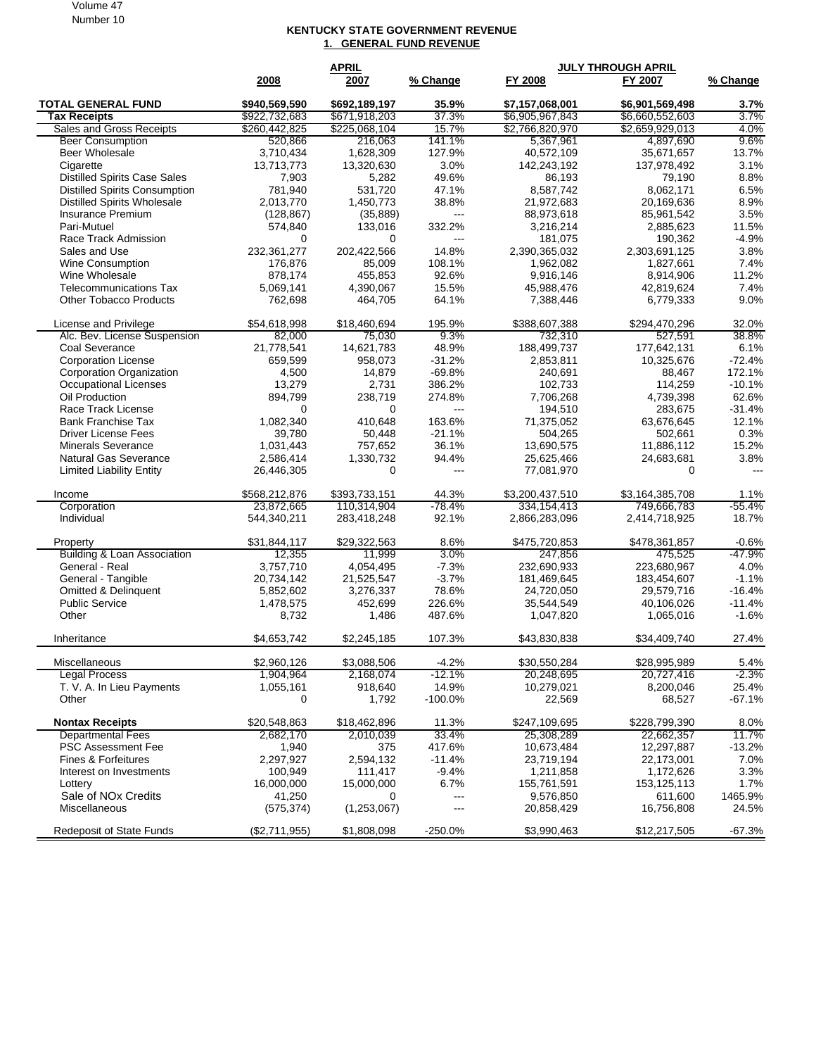## KENTUCKY STATE GOVERNMENT REVENUE

### 1. GENERAL FUND REVENUE

| | APRIL | | | JULY THROUGH APRIL | | |
|---|---|---|---|---|---|---|
| | 2008 | 2007 | % Change | FY 2008 | FY 2007 | % Change |
| **TOTAL GENERAL FUND** | **$940,569,590** | **$692,189,197** | **35.9%** | **$7,157,068,001** | **$6,901,569,498** | **3.7%** |
| **Tax Receipts** | $922,732,683 | $671,918,203 | 37.3% | $6,905,967,843 | $6,660,552,603 | 3.7% |
| Sales and Gross Receipts | $260,442,825 | $225,068,104 | 15.7% | $2,766,820,970 | $2,659,929,013 | 4.0% |
| Beer Consumption | 520,866 | 216,063 | 141.1% | 5,367,961 | 4,897,690 | 9.6% |
| Beer Wholesale | 3,710,434 | 1,628,309 | 127.9% | 40,572,109 | 35,671,657 | 13.7% |
| Cigarette | 13,713,773 | 13,320,630 | 3.0% | 142,243,192 | 137,978,492 | 3.1% |
| Distilled Spirits Case Sales | 7,903 | 5,282 | 49.6% | 86,193 | 79,190 | 8.8% |
| Distilled Spirits Consumption | 781,940 | 531,720 | 47.1% | 8,587,742 | 8,062,171 | 6.5% |
| Distilled Spirits Wholesale | 2,013,770 | 1,450,773 | 38.8% | 21,972,683 | 20,169,636 | 8.9% |
| Insurance Premium | (128,867) | (35,889) | --- | 88,973,618 | 85,961,542 | 3.5% |
| Pari-Mutuel | 574,840 | 133,016 | 332.2% | 3,216,214 | 2,885,623 | 11.5% |
| Race Track Admission | 0 | 0 | --- | 181,075 | 190,362 | -4.9% |
| Sales and Use | 232,361,277 | 202,422,566 | 14.8% | 2,390,365,032 | 2,303,691,125 | 3.8% |
| Wine Consumption | 176,876 | 85,009 | 108.1% | 1,962,082 | 1,827,661 | 7.4% |
| Wine Wholesale | 878,174 | 455,853 | 92.6% | 9,916,146 | 8,914,906 | 11.2% |
| Telecommunications Tax | 5,069,141 | 4,390,067 | 15.5% | 45,988,476 | 42,819,624 | 7.4% |
| Other Tobacco Products | 762,698 | 464,705 | 64.1% | 7,388,446 | 6,779,333 | 9.0% |
| License and Privilege | $54,618,998 | $18,460,694 | 195.9% | $388,607,388 | $294,470,296 | 32.0% |
| Alc. Bev. License Suspension | 82,000 | 75,030 | 9.3% | 732,310 | 527,591 | 38.8% |
| Coal Severance | 21,778,541 | 14,621,783 | 48.9% | 188,499,737 | 177,642,131 | 6.1% |
| Corporation License | 659,599 | 958,073 | -31.2% | 2,853,811 | 10,325,676 | -72.4% |
| Corporation Organization | 4,500 | 14,879 | -69.8% | 240,691 | 88,467 | 172.1% |
| Occupational Licenses | 13,279 | 2,731 | 386.2% | 102,733 | 114,259 | -10.1% |
| Oil Production | 894,799 | 238,719 | 274.8% | 7,706,268 | 4,739,398 | 62.6% |
| Race Track License | 0 | 0 | --- | 194,510 | 283,675 | -31.4% |
| Bank Franchise Tax | 1,082,340 | 410,648 | 163.6% | 71,375,052 | 63,676,645 | 12.1% |
| Driver License Fees | 39,780 | 50,448 | -21.1% | 504,265 | 502,661 | 0.3% |
| Minerals Severance | 1,031,443 | 757,652 | 36.1% | 13,690,575 | 11,886,112 | 15.2% |
| Natural Gas Severance | 2,586,414 | 1,330,732 | 94.4% | 25,625,466 | 24,683,681 | 3.8% |
| Limited Liability Entity | 26,446,305 | 0 | --- | 77,081,970 | 0 | --- |
| Income | $568,212,876 | $393,733,151 | 44.3% | $3,200,437,510 | $3,164,385,708 | 1.1% |
| Corporation | 23,872,665 | 110,314,904 | -78.4% | 334,154,413 | 749,666,783 | -55.4% |
| Individual | 544,340,211 | 283,418,248 | 92.1% | 2,866,283,096 | 2,414,718,925 | 18.7% |
| Property | $31,844,117 | $29,322,563 | 8.6% | $475,720,853 | $478,361,857 | -0.6% |
| Building & Loan Association | 12,355 | 11,999 | 3.0% | 247,856 | 475,525 | -47.9% |
| General - Real | 3,757,710 | 4,054,495 | -7.3% | 232,690,933 | 223,680,967 | 4.0% |
| General - Tangible | 20,734,142 | 21,525,547 | -3.7% | 181,469,645 | 183,454,607 | -1.1% |
| Omitted & Delinquent | 5,852,602 | 3,276,337 | 78.6% | 24,720,050 | 29,579,716 | -16.4% |
| Public Service | 1,478,575 | 452,699 | 226.6% | 35,544,549 | 40,106,026 | -11.4% |
| Other | 8,732 | 1,486 | 487.6% | 1,047,820 | 1,065,016 | -1.6% |
| Inheritance | $4,653,742 | $2,245,185 | 107.3% | $43,830,838 | $34,409,740 | 27.4% |
| Miscellaneous | $2,960,126 | $3,088,506 | -4.2% | $30,550,284 | $28,995,989 | 5.4% |
| Legal Process | 1,904,964 | 2,168,074 | -12.1% | 20,248,695 | 20,727,416 | -2.3% |
| T. V. A. In Lieu Payments | 1,055,161 | 918,640 | 14.9% | 10,279,021 | 8,200,046 | 25.4% |
| Other | 0 | 1,792 | -100.0% | 22,569 | 68,527 | -67.1% |
| **Nontax Receipts** | $20,548,863 | $18,462,896 | 11.3% | $247,109,695 | $228,799,390 | 8.0% |
| Departmental Fees | 2,682,170 | 2,010,039 | 33.4% | 25,308,289 | 22,662,357 | 11.7% |
| PSC Assessment Fee | 1,940 | 375 | 417.6% | 10,673,484 | 12,297,887 | -13.2% |
| Fines & Forfeitures | 2,297,927 | 2,594,132 | -11.4% | 23,719,194 | 22,173,001 | 7.0% |
| Interest on Investments | 100,949 | 111,417 | -9.4% | 1,211,858 | 1,172,626 | 3.3% |
| Lottery | 16,000,000 | 15,000,000 | 6.7% | 155,761,591 | 153,125,113 | 1.7% |
| Sale of NOx Credits | 41,250 | 0 | --- | 9,576,850 | 611,600 | 1465.9% |
| Miscellaneous | (575,374) | (1,253,067) | --- | 20,858,429 | 16,756,808 | 24.5% |
| Redeposit of State Funds | ($2,711,955) | $1,808,098 | -250.0% | $3,990,463 | $12,217,505 | -67.3% |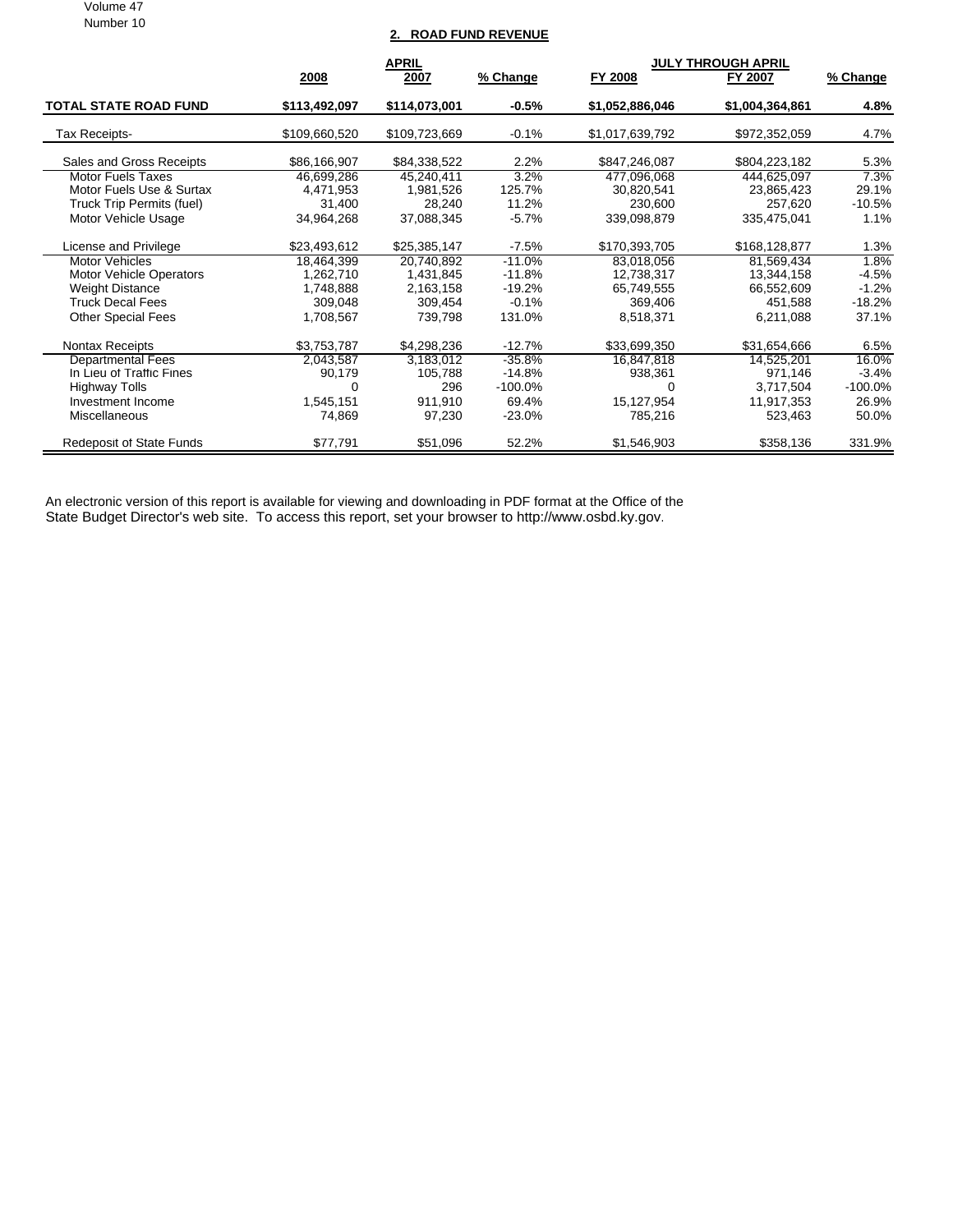## 2. ROAD FUND REVENUE

| | APRIL | | | JULY THROUGH APRIL | | |
|---|---|---|---|---|---|---|
| | 2008 | 2007 | % Change | FY 2008 | FY 2007 | % Change |
| **TOTAL STATE ROAD FUND** | **$113,492,097** | **$114,073,001** | **-0.5%** | **$1,052,886,046** | **$1,004,364,861** | **4.8%** |
| Tax Receipts- | $109,660,520 | $109,723,669 | -0.1% | $1,017,639,792 | $972,352,059 | 4.7% |
| Sales and Gross Receipts | $86,166,907 | $84,338,522 | 2.2% | $847,246,087 | $804,223,182 | 5.3% |
| Motor Fuels Taxes | 46,699,286 | 45,240,411 | 3.2% | 477,096,068 | 444,625,097 | 7.3% |
| Motor Fuels Use & Surtax | 4,471,953 | 1,981,526 | 125.7% | 30,820,541 | 23,865,423 | 29.1% |
| Truck Trip Permits (fuel) | 31,400 | 28,240 | 11.2% | 230,600 | 257,620 | -10.5% |
| Motor Vehicle Usage | 34,964,268 | 37,088,345 | -5.7% | 339,098,879 | 335,475,041 | 1.1% |
| License and Privilege | $23,493,612 | $25,385,147 | -7.5% | $170,393,705 | $168,128,877 | 1.3% |
| Motor Vehicles | 18,464,399 | 20,740,892 | -11.0% | 83,018,056 | 81,569,434 | 1.8% |
| Motor Vehicle Operators | 1,262,710 | 1,431,845 | -11.8% | 12,738,317 | 13,344,158 | -4.5% |
| Weight Distance | 1,748,888 | 2,163,158 | -19.2% | 65,749,555 | 66,552,609 | -1.2% |
| Truck Decal Fees | 309,048 | 309,454 | -0.1% | 369,406 | 451,588 | -18.2% |
| Other Special Fees | 1,708,567 | 739,798 | 131.0% | 8,518,371 | 6,211,088 | 37.1% |
| Nontax Receipts | $3,753,787 | $4,298,236 | -12.7% | $33,699,350 | $31,654,666 | 6.5% |
| Departmental Fees | 2,043,587 | 3,183,012 | -35.8% | 16,847,818 | 14,525,201 | 16.0% |
| In Lieu of Traffic Fines | 90,179 | 105,788 | -14.8% | 938,361 | 971,146 | -3.4% |
| Highway Tolls | 0 | 296 | -100.0% | 0 | 3,717,504 | -100.0% |
| Investment Income | 1,545,151 | 911,910 | 69.4% | 15,127,954 | 11,917,353 | 26.9% |
| Miscellaneous | 74,869 | 97,230 | -23.0% | 785,216 | 523,463 | 50.0% |
| Redeposit of State Funds | $77,791 | $51,096 | 52.2% | $1,546,903 | $358,136 | 331.9% |

An electronic version of this report is available for viewing and downloading in PDF format at the Office of the State Budget Director's web site. To access this report, set your browser to http://www.osbd.ky.gov.